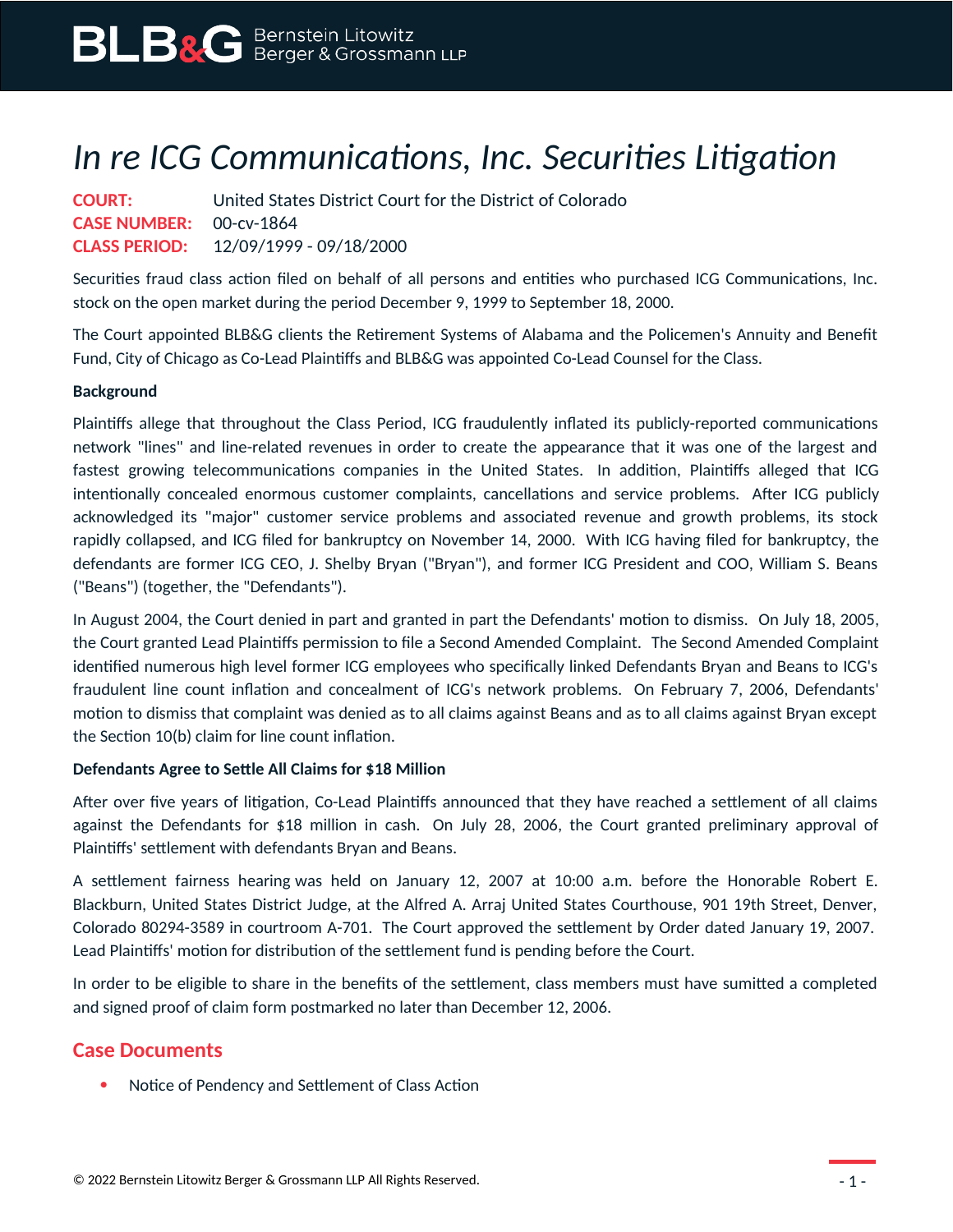# *In re ICG Communications, Inc. Securities Litigation*

**COURT:** United States District Court for the District of Colorado
**CASE NUMBER:** 00-cv-1864
**CLASS PERIOD:** 12/09/1999 - 09/18/2000

Securities fraud class action filed on behalf of all persons and entities who purchased ICG Communications, Inc. stock on the open market during the period December 9, 1999 to September 18, 2000.

The Court appointed BLB&G clients the Retirement Systems of Alabama and the Policemen's Annuity and Benefit Fund, City of Chicago as Co-Lead Plaintiffs and BLB&G was appointed Co-Lead Counsel for the Class.

**Background**

Plaintiffs allege that throughout the Class Period, ICG fraudulently inflated its publicly-reported communications network "lines" and line-related revenues in order to create the appearance that it was one of the largest and fastest growing telecommunications companies in the United States. In addition, Plaintiffs alleged that ICG intentionally concealed enormous customer complaints, cancellations and service problems. After ICG publicly acknowledged its "major" customer service problems and associated revenue and growth problems, its stock rapidly collapsed, and ICG filed for bankruptcy on November 14, 2000. With ICG having filed for bankruptcy, the defendants are former ICG CEO, J. Shelby Bryan ("Bryan"), and former ICG President and COO, William S. Beans ("Beans") (together, the "Defendants").

In August 2004, the Court denied in part and granted in part the Defendants' motion to dismiss. On July 18, 2005, the Court granted Lead Plaintiffs permission to file a Second Amended Complaint. The Second Amended Complaint identified numerous high level former ICG employees who specifically linked Defendants Bryan and Beans to ICG's fraudulent line count inflation and concealment of ICG's network problems. On February 7, 2006, Defendants' motion to dismiss that complaint was denied as to all claims against Beans and as to all claims against Bryan except the Section 10(b) claim for line count inflation.

**Defendants Agree to Settle All Claims for $18 Million**

After over five years of litigation, Co-Lead Plaintiffs announced that they have reached a settlement of all claims against the Defendants for $18 million in cash. On July 28, 2006, the Court granted preliminary approval of Plaintiffs' settlement with defendants Bryan and Beans.

A settlement fairness hearing was held on January 12, 2007 at 10:00 a.m. before the Honorable Robert E. Blackburn, United States District Judge, at the Alfred A. Arraj United States Courthouse, 901 19th Street, Denver, Colorado 80294-3589 in courtroom A-701. The Court approved the settlement by Order dated January 19, 2007. Lead Plaintiffs' motion for distribution of the settlement fund is pending before the Court.

In order to be eligible to share in the benefits of the settlement, class members must have sumitted a completed and signed proof of claim form postmarked no later than December 12, 2006.

## Case Documents

- Notice of Pendency and Settlement of Class Action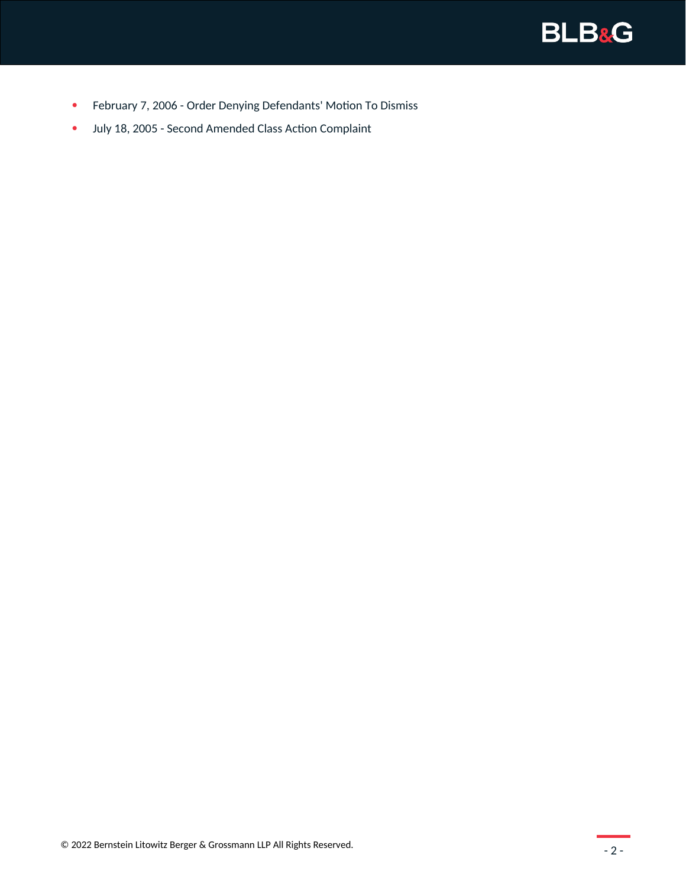- February 7, 2006 - Order Denying Defendants' Motion To Dismiss
- July 18, 2005 - Second Amended Class Action Complaint